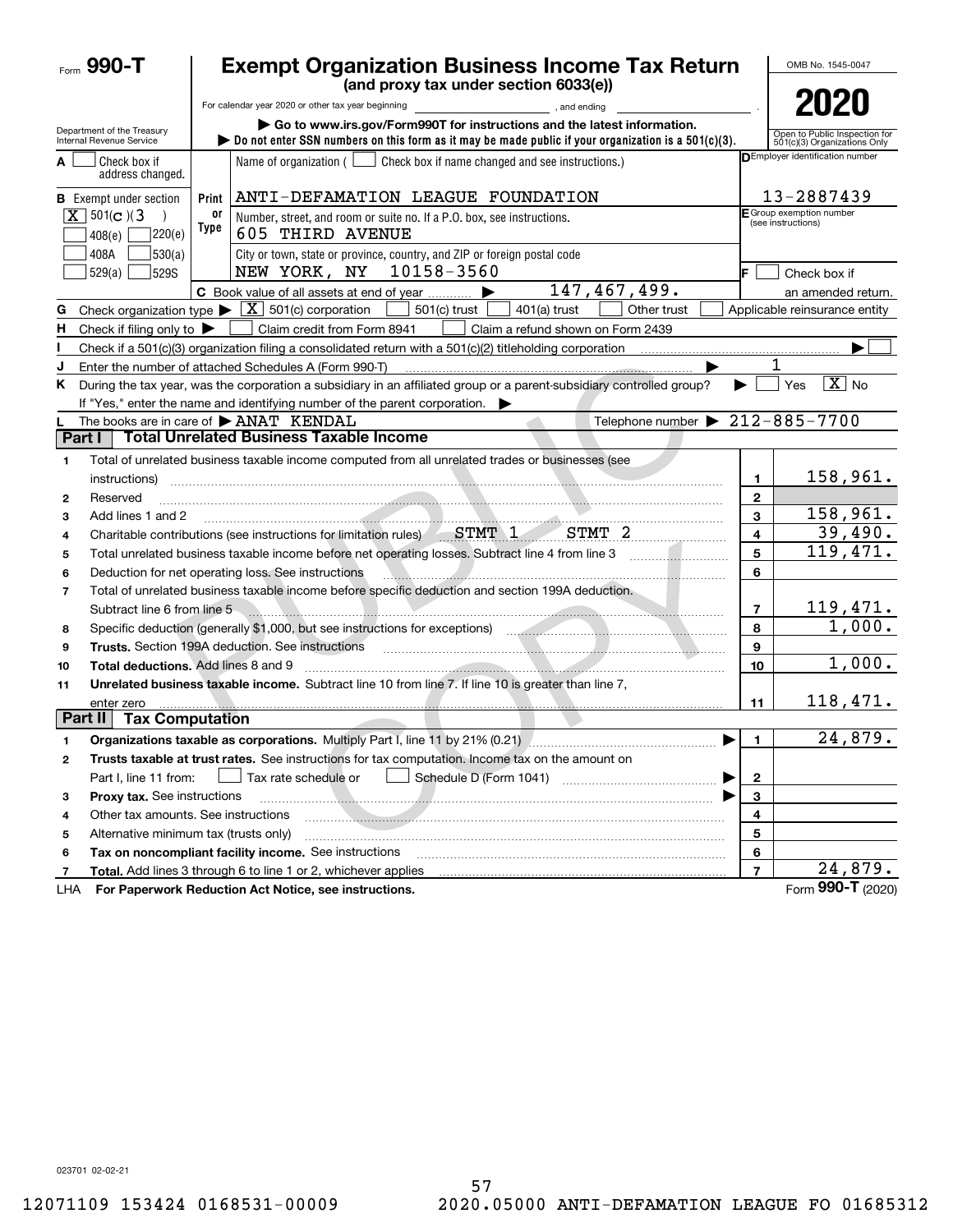# Form 990-T

## Exempt Organization Business Income Tax Return

**(and proxy tax under section 6033(e))**

For calendar year 2020 or other tax year beginning , and ending .

▶ Go to www.irs.gov/Form990T for instructions and the latest information.

▶ Do not enter SSN numbers on this form as it may be made public if your organization is a 501(c)(3).

Department of the Treasury
Internal Revenue Service

OMB No. 1545-0047

**2020**

Open to Public Inspection for 501(c)(3) Organizations Only

**A** ☐ Check box if address changed.

**B** Exempt under section
[X] 501(c)(3)
☐ 408(e) ☐ 220(e)
☐ 408A ☐ 530(a)
☐ 529(a) ☐ 529S

Name of organization ( ☐ Check box if name changed and see instructions.)
ANTI-DEFAMATION LEAGUE FOUNDATION

Number, street, and room or suite no. If a P.O. box, see instructions.
605 THIRD AVENUE

City or town, state or province, country, and ZIP or foreign postal code
NEW YORK, NY 10158-3560

**D** Employer identification number: 13-2887439

**E** Group exemption number (see instructions)

**F** ☐ Check box if an amended return.

**C** Book value of all assets at end of year ▶ 147,467,499.

**G** Check organization type ▶ [X] 501(c) corporation ☐ 501(c) trust ☐ 401(a) trust ☐ Other trust ☐ Applicable reinsurance entity

**H** Check if filing only to ▶ ☐ Claim credit from Form 8941 ☐ Claim a refund shown on Form 2439

**I** Check if a 501(c)(3) organization filing a consolidated return with a 501(c)(2) titleholding corporation ▶ ☐

**J** Enter the number of attached Schedules A (Form 990-T) ▶ 1

**K** During the tax year, was the corporation a subsidiary in an affiliated group or a parent-subsidiary controlled group? ▶ ☐ Yes [X] No

If "Yes," enter the name and identifying number of the parent corporation. ▶

**L** The books are in care of ▶ ANAT KENDAL Telephone number ▶ 212-885-7700

### Part I Total Unrelated Business Taxable Income

| | | | |
|---|---|---|---|
| 1 | Total of unrelated business taxable income computed from all unrelated trades or businesses (see instructions) | 1 | 158,961. |
| 2 | Reserved | 2 | |
| 3 | Add lines 1 and 2 | 3 | 158,961. |
| 4 | Charitable contributions (see instructions for limitation rules) STMT 1 STMT 2 | 4 | 39,490. |
| 5 | Total unrelated business taxable income before net operating losses. Subtract line 4 from line 3 | 5 | 119,471. |
| 6 | Deduction for net operating loss. See instructions | 6 | |
| 7 | Total of unrelated business taxable income before specific deduction and section 199A deduction. Subtract line 6 from line 5 | 7 | 119,471. |
| 8 | Specific deduction (generally $1,000, but see instructions for exceptions) | 8 | 1,000. |
| 9 | **Trusts.** Section 199A deduction. See instructions | 9 | |
| 10 | **Total deductions.** Add lines 8 and 9 | 10 | 1,000. |
| 11 | **Unrelated business taxable income.** Subtract line 10 from line 7. If line 10 is greater than line 7, enter zero | 11 | 118,471. |

### Part II Tax Computation

| | | | |
|---|---|---|---|
| 1 | **Organizations taxable as corporations.** Multiply Part I, line 11 by 21% (0.21) ▶ | 1 | 24,879. |
| 2 | **Trusts taxable at trust rates.** See instructions for tax computation. Income tax on the amount on Part I, line 11 from: ☐ Tax rate schedule or ☐ Schedule D (Form 1041) ▶ | 2 | |
| 3 | **Proxy tax.** See instructions ▶ | 3 | |
| 4 | Other tax amounts. See instructions | 4 | |
| 5 | Alternative minimum tax (trusts only) | 5 | |
| 6 | **Tax on noncompliant facility income.** See instructions | 6 | |
| 7 | **Total.** Add lines 3 through 6 to line 1 or 2, whichever applies | 7 | 24,879. |

LHA **For Paperwork Reduction Act Notice, see instructions.** Form **990-T** (2020)

023701 02-02-21

12071109 153424 0168531-00009 2020.05000 ANTI-DEFAMATION LEAGUE FO 01685312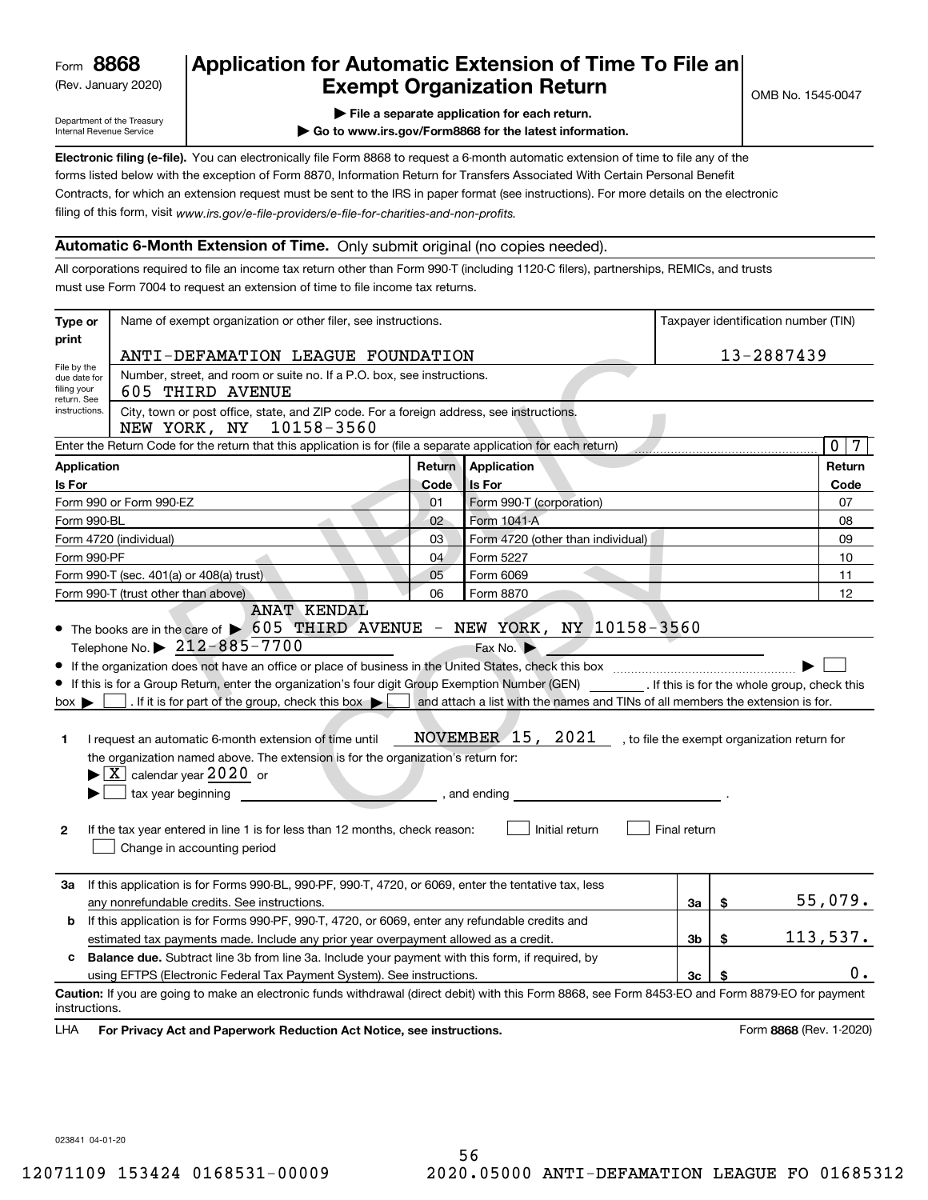Form **8868** (Rev. January 2020)

Department of the Treasury Internal Revenue Service

# Application for Automatic Extension of Time To File an Exempt Organization Return

OMB No. 1545-0047

▶ File a separate application for each return.

▶ Go to www.irs.gov/Form8868 for the latest information.

**Electronic filing (e-file).** You can electronically file Form 8868 to request a 6-month automatic extension of time to file any of the forms listed below with the exception of Form 8870, Information Return for Transfers Associated With Certain Personal Benefit Contracts, for which an extension request must be sent to the IRS in paper format (see instructions). For more details on the electronic filing of this form, visit *www.irs.gov/e-file-providers/e-file-for-charities-and-non-profits.*

## Automatic 6-Month Extension of Time. Only submit original (no copies needed).

All corporations required to file an income tax return other than Form 990-T (including 1120-C filers), partnerships, REMICs, and trusts must use Form 7004 to request an extension of time to file income tax returns.

| Type or print | Name of exempt organization or other filer, see instructions. | Taxpayer identification number (TIN) |
|---|---|---|
| File by the due date for filing your return. See instructions. | ANTI-DEFAMATION LEAGUE FOUNDATION | 13-2887439 |
| | Number, street, and room or suite no. If a P.O. box, see instructions. 605 THIRD AVENUE | |
| | City, town or post office, state, and ZIP code. For a foreign address, see instructions. NEW YORK, NY 10158-3560 | |

Enter the Return Code for the return that this application is for (file a separate application for each return) 0 7

| Application Is For | Return Code | Application Is For | Return Code |
|---|---|---|---|
| Form 990 or Form 990-EZ | 01 | Form 990-T (corporation) | 07 |
| Form 990-BL | 02 | Form 1041-A | 08 |
| Form 4720 (individual) | 03 | Form 4720 (other than individual) | 09 |
| Form 990-PF | 04 | Form 5227 | 10 |
| Form 990-T (sec. 401(a) or 408(a) trust) | 05 | Form 6069 | 11 |
| Form 990-T (trust other than above) | 06 | Form 8870 | 12 |

- The books are in the care of ▶ ANAT KENDAL 605 THIRD AVENUE - NEW YORK, NY 10158-3560
  Telephone No. ▶ 212-885-7700 Fax No. ▶
- If the organization does not have an office or place of business in the United States, check this box ▶ ☐
- If this is for a Group Return, enter the organization's four digit Group Exemption Number (GEN) ______ . If this is for the whole group, check this box ▶ ☐ . If it is for part of the group, check this box ▶ ☐ and attach a list with the names and TINs of all members the extension is for.

**1** I request an automatic 6-month extension of time until NOVEMBER 15, 2021 , to file the exempt organization return for the organization named above. The extension is for the organization's return for:

▶ ☒ calendar year 2020 or

▶ ☐ tax year beginning ______________ , and ending ______________ .

**2** If the tax year entered in line 1 is for less than 12 months, check reason: ☐ Initial return ☐ Final return ☐ Change in accounting period

| | | | |
|---|---|---|---|
| **3a** | If this application is for Forms 990-BL, 990-PF, 990-T, 4720, or 6069, enter the tentative tax, less any nonrefundable credits. See instructions. | 3a | $ 55,079. |
| **b** | If this application is for Forms 990-PF, 990-T, 4720, or 6069, enter any refundable credits and estimated tax payments made. Include any prior year overpayment allowed as a credit. | 3b | $ 113,537. |
| **c** | **Balance due.** Subtract line 3b from line 3a. Include your payment with this form, if required, by using EFTPS (Electronic Federal Tax Payment System). See instructions. | 3c | $ 0. |

**Caution:** If you are going to make an electronic funds withdrawal (direct debit) with this Form 8868, see Form 8453-EO and Form 8879-EO for payment instructions.

LHA **For Privacy Act and Paperwork Reduction Act Notice, see instructions.** Form **8868** (Rev. 1-2020)

023841 04-01-20

12071109 153424 0168531-00009 2020.05000 ANTI-DEFAMATION LEAGUE FO 01685312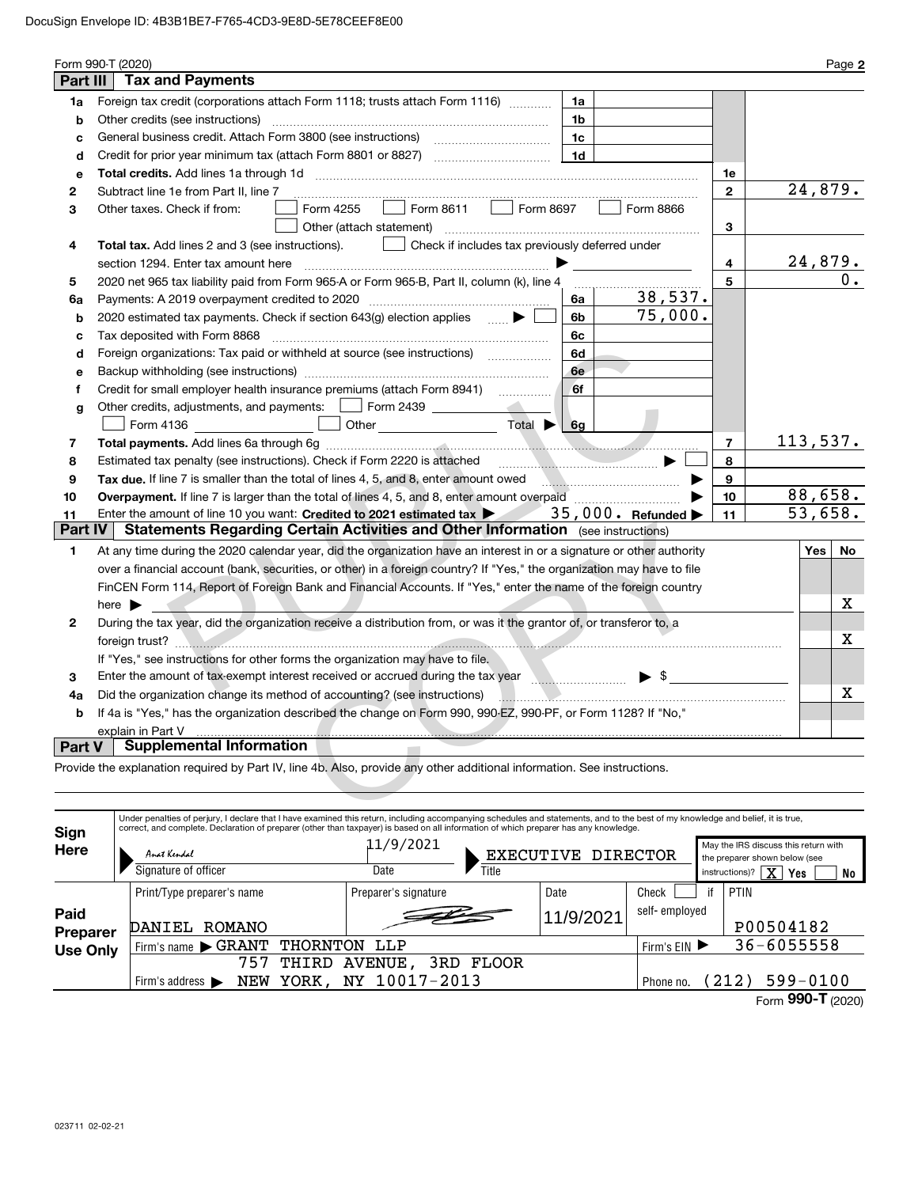DocuSign Envelope ID: 4B3B1BE7-F765-4CD3-9E8D-5E78CEEF8E00

Form 990-T (2020) Page **2**

## Part III Tax and Payments

| Line | Description | Ref | Amount | Ref | Amount |
|---|---|---|---|---|---|
| 1a | Foreign tax credit (corporations attach Form 1118; trusts attach Form 1116) | 1a | | | |
| b | Other credits (see instructions) | 1b | | | |
| c | General business credit. Attach Form 3800 (see instructions) | 1c | | | |
| d | Credit for prior year minimum tax (attach Form 8801 or 8827) | 1d | | | |
| e | **Total credits.** Add lines 1a through 1d | | | 1e | |
| 2 | Subtract line 1e from Part II, line 7 | | | 2 | 24,879. |
| 3 | Other taxes. Check if from: ☐ Form 4255 ☐ Form 8611 ☐ Form 8697 ☐ Form 8866 ☐ Other (attach statement) | | | 3 | |
| 4 | **Total tax.** Add lines 2 and 3 (see instructions). ☐ Check if includes tax previously deferred under section 1294. Enter tax amount here ▶ | | | 4 | 24,879. |
| 5 | 2020 net 965 tax liability paid from Form 965-A or Form 965-B, Part II, column (k), line 4 | | | 5 | 0. |
| 6a | Payments: A 2019 overpayment credited to 2020 | 6a | 38,537. | | |
| b | 2020 estimated tax payments. Check if section 643(g) election applies ▶ ☐ | 6b | 75,000. | | |
| c | Tax deposited with Form 8868 | 6c | | | |
| d | Foreign organizations: Tax paid or withheld at source (see instructions) | 6d | | | |
| e | Backup withholding (see instructions) | 6e | | | |
| f | Credit for small employer health insurance premiums (attach Form 8941) | 6f | | | |
| g | Other credits, adjustments, and payments: ☐ Form 2439 ☐ Form 4136 ☐ Other Total ▶ | 6g | | | |
| 7 | **Total payments.** Add lines 6a through 6g | | | 7 | 113,537. |
| 8 | Estimated tax penalty (see instructions). Check if Form 2220 is attached ▶ ☐ | | | 8 | |
| 9 | **Tax due.** If line 7 is smaller than the total of lines 4, 5, and 8, enter amount owed ▶ | | | 9 | |
| 10 | **Overpayment.** If line 7 is larger than the total of lines 4, 5, and 8, enter amount overpaid ▶ | | | 10 | 88,658. |
| 11 | Enter the amount of line 10 you want: **Credited to 2021 estimated tax** ▶ 35,000. **Refunded** ▶ | | | 11 | 53,658. |

## Part IV Statements Regarding Certain Activities and Other Information (see instructions)

| Line | Question | Yes | No |
|---|---|---|---|
| 1 | At any time during the 2020 calendar year, did the organization have an interest in or a signature or other authority over a financial account (bank, securities, or other) in a foreign country? If "Yes," the organization may have to file FinCEN Form 114, Report of Foreign Bank and Financial Accounts. If "Yes," enter the name of the foreign country here ▶ | | X |
| 2 | During the tax year, did the organization receive a distribution from, or was it the grantor of, or transferor to, a foreign trust? If "Yes," see instructions for other forms the organization may have to file. | | X |
| 3 | Enter the amount of tax-exempt interest received or accrued during the tax year ▶ $ | | |
| 4a | Did the organization change its method of accounting? (see instructions) | | X |
| b | If 4a is "Yes," has the organization described the change on Form 990, 990-EZ, 990-PF, or Form 1128? If "No," explain in Part V | | |

## Part V Supplemental Information

Provide the explanation required by Part IV, line 4b. Also, provide any other additional information. See instructions.

**Sign Here**

Under penalties of perjury, I declare that I have examined this return, including accompanying schedules and statements, and to the best of my knowledge and belief, it is true, correct, and complete. Declaration of preparer (other than taxpayer) is based on all information of which preparer has any knowledge.

| Signature of officer | Date | Title |
|---|---|---|
| Anat Kendal | 11/9/2021 | EXECUTIVE DIRECTOR |

May the IRS discuss this return with the preparer shown below (see instructions)? ☒ Yes ☐ No

**Paid Preparer Use Only**

| Print/Type preparer's name | Preparer's signature | Date | Check ☐ if self-employed | PTIN |
|---|---|---|---|---|
| DANIEL ROMANO | [signature] | 11/9/2021 | | P00504182 |

Firm's name ▶ GRANT THORNTON LLP — Firm's EIN ▶ 36-6055558

Firm's address ▶ 757 THIRD AVENUE, 3RD FLOOR, NEW YORK, NY 10017-2013 — Phone no. (212) 599-0100

Form **990-T** (2020)

023711 02-02-21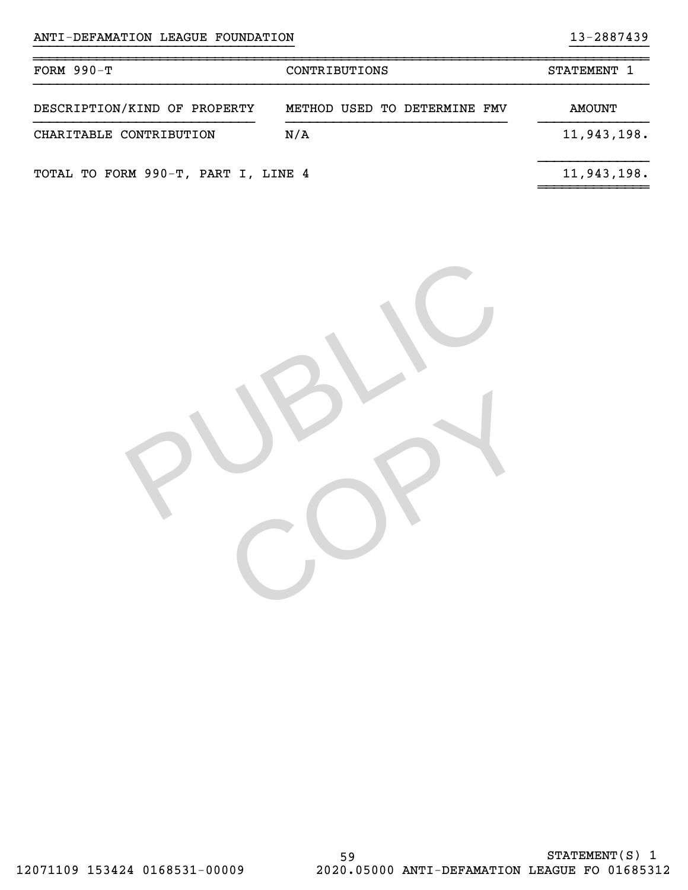ANTI-DEFAMATION LEAGUE FOUNDATION 13-2887439

| FORM 990-T | CONTRIBUTIONS | STATEMENT 1 |
|---|---|---|
| DESCRIPTION/KIND OF PROPERTY | METHOD USED TO DETERMINE FMV | AMOUNT |
| CHARITABLE CONTRIBUTION | N/A | 11,943,198. |
| TOTAL TO FORM 990-T, PART I, LINE 4 | | 11,943,198. |

STATEMENT(S) 1

12071109 153424 0168531-00009 2020.05000 ANTI-DEFAMATION LEAGUE FO 01685312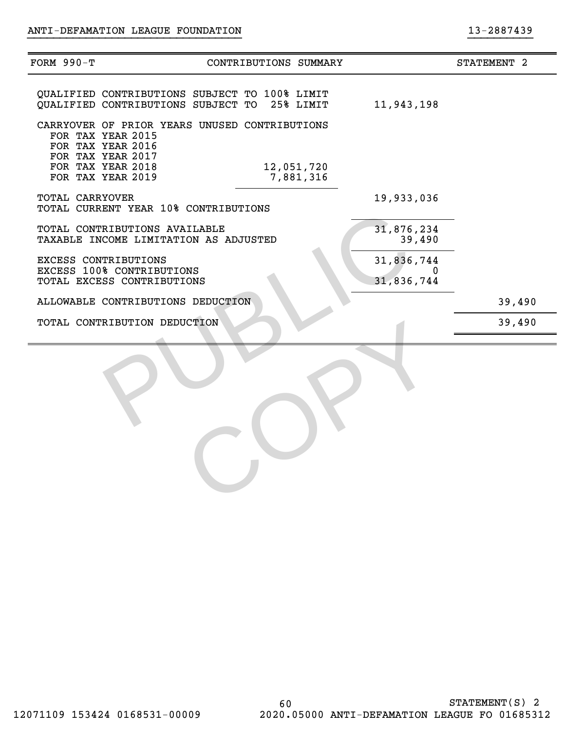ANTI-DEFAMATION LEAGUE FOUNDATION 13-2887439

| FORM 990-T | CONTRIBUTIONS SUMMARY | | STATEMENT 2 |
|---|---|---|---|
| QUALIFIED CONTRIBUTIONS SUBJECT TO 100% LIMIT | | | |
| QUALIFIED CONTRIBUTIONS SUBJECT TO 25% LIMIT | | 11,943,198 | |
| CARRYOVER OF PRIOR YEARS UNUSED CONTRIBUTIONS | | | |
| FOR TAX YEAR 2015 | | | |
| FOR TAX YEAR 2016 | | | |
| FOR TAX YEAR 2017 | | | |
| FOR TAX YEAR 2018 | 12,051,720 | | |
| FOR TAX YEAR 2019 | 7,881,316 | | |
| TOTAL CARRYOVER | | 19,933,036 | |
| TOTAL CURRENT YEAR 10% CONTRIBUTIONS | | | |
| TOTAL CONTRIBUTIONS AVAILABLE | | 31,876,234 | |
| TAXABLE INCOME LIMITATION AS ADJUSTED | | 39,490 | |
| EXCESS CONTRIBUTIONS | | 31,836,744 | |
| EXCESS 100% CONTRIBUTIONS | | 0 | |
| TOTAL EXCESS CONTRIBUTIONS | | 31,836,744 | |
| ALLOWABLE CONTRIBUTIONS DEDUCTION | | | 39,490 |
| TOTAL CONTRIBUTION DEDUCTION | | | 39,490 |

PUBLIC COPY

STATEMENT(S) 2

12071109 153424 0168531-00009 2020.05000 ANTI-DEFAMATION LEAGUE FO 01685312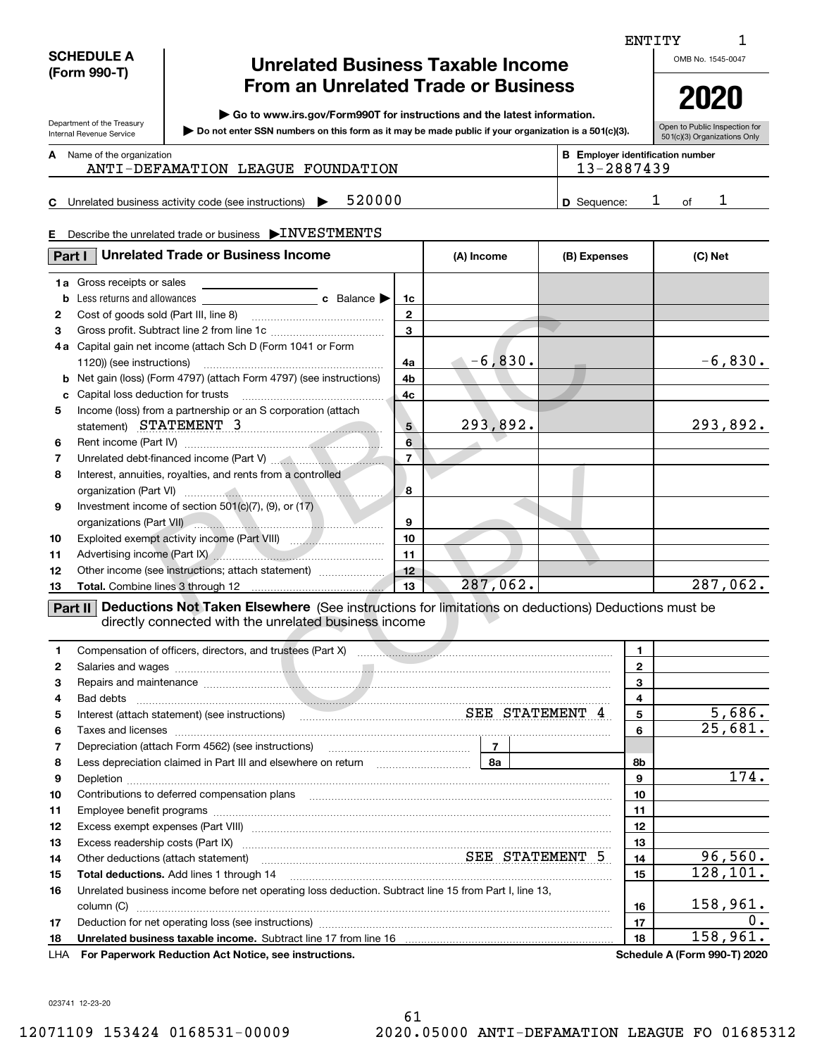ENTITY 1

**SCHEDULE A (Form 990-T)**

Department of the Treasury
Internal Revenue Service

# Unrelated Business Taxable Income From an Unrelated Trade or Business

▶ Go to www.irs.gov/Form990T for instructions and the latest information.

▶ Do not enter SSN numbers on this form as it may be made public if your organization is a 501(c)(3).

OMB No. 1545-0047

**2020**

Open to Public Inspection for 501(c)(3) Organizations Only

**A** Name of the organization: ANTI-DEFAMATION LEAGUE FOUNDATION

**B** Employer identification number: 13-2887439

**C** Unrelated business activity code (see instructions) ▶ 520000

**D** Sequence: 1 of 1

**E** Describe the unrelated trade or business ▶ INVESTMENTS

## Part I Unrelated Trade or Business Income

| | | Line | (A) Income | (B) Expenses | (C) Net |
|---|---|---|---|---|---|
| 1a | Gross receipts or sales | | | | |
| b | Less returns and allowances ____ c Balance ▶ | 1c | | | |
| 2 | Cost of goods sold (Part III, line 8) | 2 | | | |
| 3 | Gross profit. Subtract line 2 from line 1c | 3 | | | |
| 4a | Capital gain net income (attach Sch D (Form 1041 or Form 1120)) (see instructions) | 4a | -6,830. | | -6,830. |
| b | Net gain (loss) (Form 4797) (attach Form 4797) (see instructions) | 4b | | | |
| c | Capital loss deduction for trusts | 4c | | | |
| 5 | Income (loss) from a partnership or an S corporation (attach statement) STATEMENT 3 | 5 | 293,892. | | 293,892. |
| 6 | Rent income (Part IV) | 6 | | | |
| 7 | Unrelated debt-financed income (Part V) | 7 | | | |
| 8 | Interest, annuities, royalties, and rents from a controlled organization (Part VI) | 8 | | | |
| 9 | Investment income of section 501(c)(7), (9), or (17) organizations (Part VII) | 9 | | | |
| 10 | Exploited exempt activity income (Part VIII) | 10 | | | |
| 11 | Advertising income (Part IX) | 11 | | | |
| 12 | Other income (see instructions; attach statement) | 12 | | | |
| 13 | **Total.** Combine lines 3 through 12 | 13 | 287,062. | | 287,062. |

## Part II Deductions Not Taken Elsewhere (See instructions for limitations on deductions) Deductions must be directly connected with the unrelated business income

| | | Line | Amount |
|---|---|---|---|
| 1 | Compensation of officers, directors, and trustees (Part X) | 1 | |
| 2 | Salaries and wages | 2 | |
| 3 | Repairs and maintenance | 3 | |
| 4 | Bad debts | 4 | |
| 5 | Interest (attach statement) (see instructions) SEE STATEMENT 4 | 5 | 5,686. |
| 6 | Taxes and licenses | 6 | 25,681. |
| 7 | Depreciation (attach Form 4562) (see instructions) — 7 | | |
| 8 | Less depreciation claimed in Part III and elsewhere on return — 8a | 8b | |
| 9 | Depletion | 9 | 174. |
| 10 | Contributions to deferred compensation plans | 10 | |
| 11 | Employee benefit programs | 11 | |
| 12 | Excess exempt expenses (Part VIII) | 12 | |
| 13 | Excess readership costs (Part IX) | 13 | |
| 14 | Other deductions (attach statement) SEE STATEMENT 5 | 14 | 96,560. |
| 15 | **Total deductions.** Add lines 1 through 14 | 15 | 128,101. |
| 16 | Unrelated business income before net operating loss deduction. Subtract line 15 from Part I, line 13, column (C) | 16 | 158,961. |
| 17 | Deduction for net operating loss (see instructions) | 17 | 0. |
| 18 | **Unrelated business taxable income.** Subtract line 17 from line 16 | 18 | 158,961. |

LHA **For Paperwork Reduction Act Notice, see instructions.** **Schedule A (Form 990-T) 2020**

023741 12-23-20

12071109 153424 0168531-00009 2020.05000 ANTI-DEFAMATION LEAGUE FO 01685312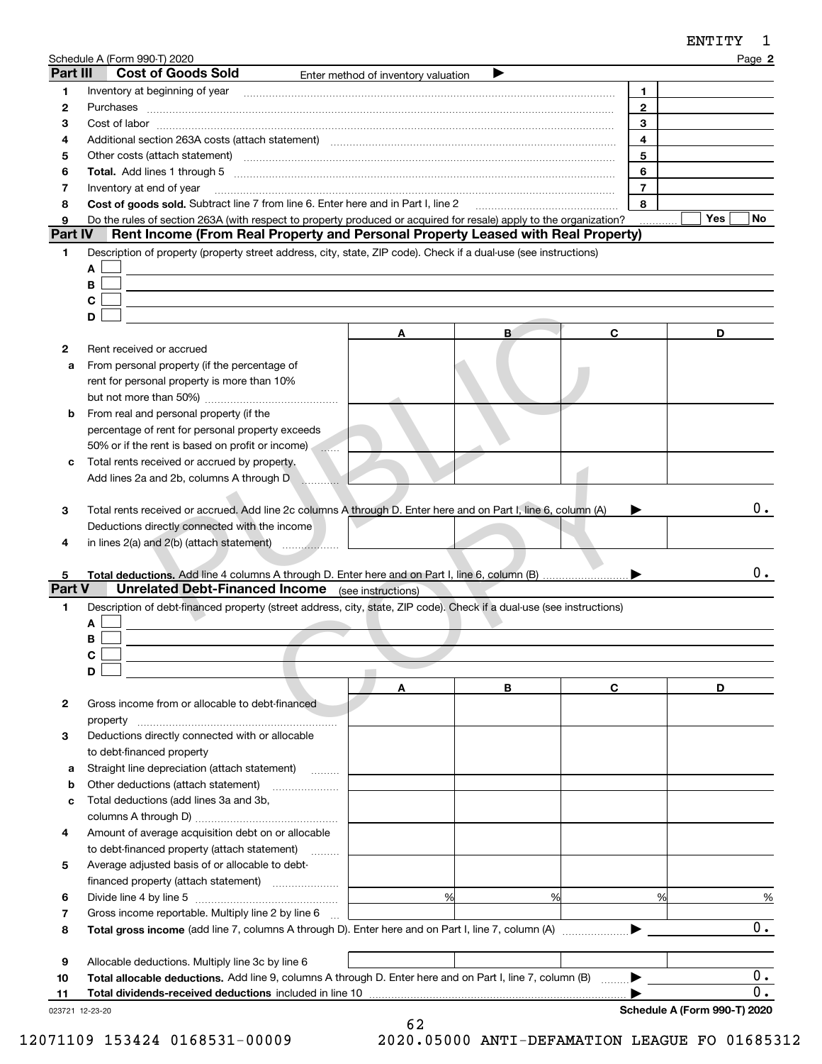Schedule A (Form 990-T) 2020

## Part III Cost of Goods Sold

Enter method of inventory valuation ▶

| | | | |
|---|---|---|---|
| 1 | Inventory at beginning of year | 1 | |
| 2 | Purchases | 2 | |
| 3 | Cost of labor | 3 | |
| 4 | Additional section 263A costs (attach statement) | 4 | |
| 5 | Other costs (attach statement) | 5 | |
| 6 | **Total.** Add lines 1 through 5 | 6 | |
| 7 | Inventory at end of year | 7 | |
| 8 | **Cost of goods sold.** Subtract line 7 from line 6. Enter here and in Part I, line 2 | 8 | |
| 9 | Do the rules of section 263A (with respect to property produced or acquired for resale) apply to the organization? | | Yes ☐ No ☐ |

## Part IV Rent Income (From Real Property and Personal Property Leased with Real Property)

1 Description of property (property street address, city, state, ZIP code). Check if a dual-use (see instructions)

A ☐

B ☐

C ☐

D ☐

| | | A | B | C | D |
|---|---|---|---|---|---|
| 2 | Rent received or accrued | | | | |
| a | From personal property (if the percentage of rent for personal property is more than 10% but not more than 50%) | | | | |
| b | From real and personal property (if the percentage of rent for personal property exceeds 50% or if the rent is based on profit or income) | | | | |
| c | Total rents received or accrued by property. Add lines 2a and 2b, columns A through D | | | | |

3 Total rents received or accrued. Add line 2c columns A through D. Enter here and on Part I, line 6, column (A) ▶ 0.

| | | A | B | C | D |
|---|---|---|---|---|---|
| 4 | Deductions directly connected with the income in lines 2(a) and 2(b) (attach statement) | | | | |

5 **Total deductions.** Add line 4 columns A through D. Enter here and on Part I, line 6, column (B) ▶ 0.

## Part V Unrelated Debt-Financed Income (see instructions)

1 Description of debt-financed property (street address, city, state, ZIP code). Check if a dual-use (see instructions)

A ☐

B ☐

C ☐

D ☐

| | | A | B | C | D |
|---|---|---|---|---|---|
| 2 | Gross income from or allocable to debt-financed property | | | | |
| 3 | Deductions directly connected with or allocable to debt-financed property | | | | |
| a | Straight line depreciation (attach statement) | | | | |
| b | Other deductions (attach statement) | | | | |
| c | Total deductions (add lines 3a and 3b, columns A through D) | | | | |
| 4 | Amount of average acquisition debt on or allocable to debt-financed property (attach statement) | | | | |
| 5 | Average adjusted basis of or allocable to debt-financed property (attach statement) | | | | |
| 6 | Divide line 4 by line 5 | % | % | % | % |
| 7 | Gross income reportable. Multiply line 2 by line 6 | | | | |

8 **Total gross income** (add line 7, columns A through D). Enter here and on Part I, line 7, column (A) ▶ 0.

| | | A | B | C | D |
|---|---|---|---|---|---|
| 9 | Allocable deductions. Multiply line 3c by line 6 | | | | |

10 **Total allocable deductions.** Add line 9, columns A through D. Enter here and on Part I, line 7, column (B) ▶ 0.

11 **Total dividends-received deductions** included in line 10 ▶ 0.

023721 12-23-20

Schedule A (Form 990-T) 2020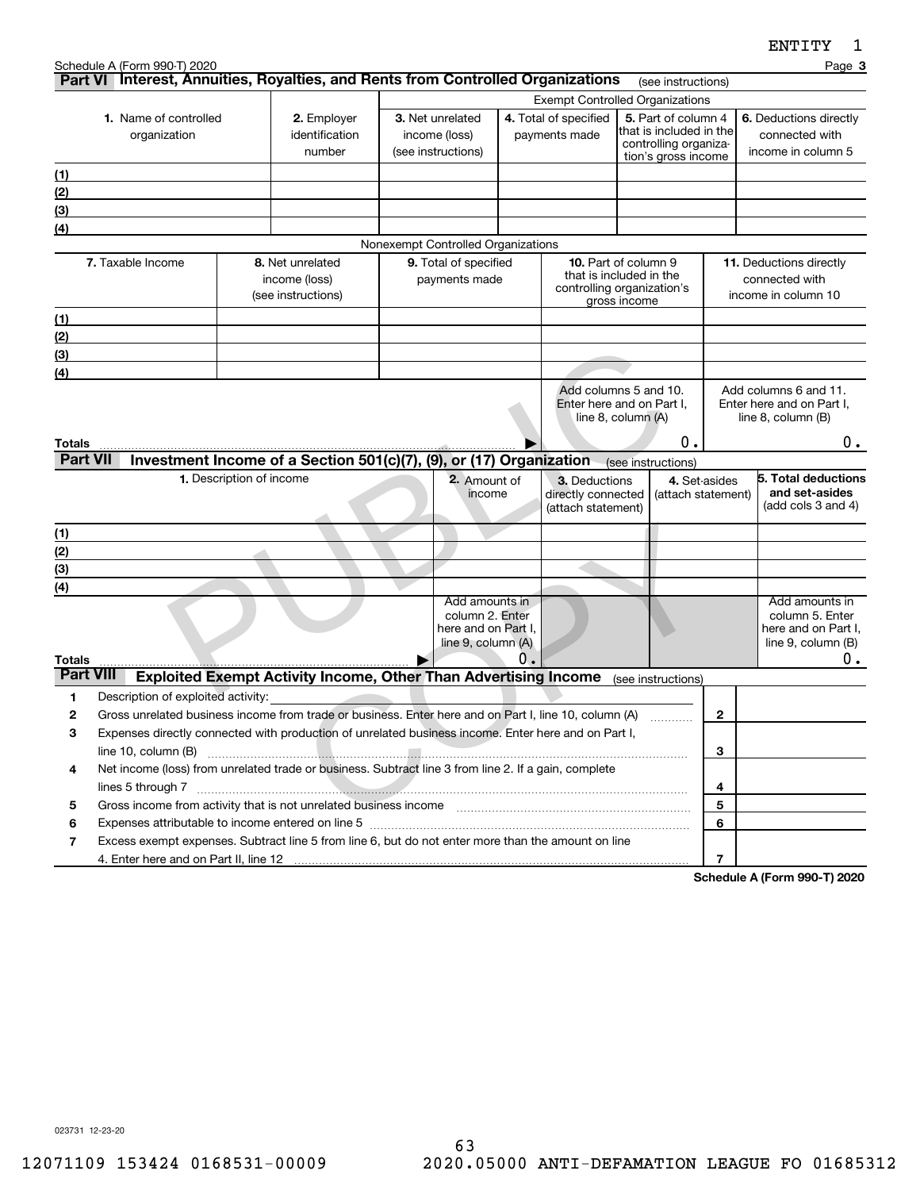ENTITY 1

Schedule A (Form 990-T) 2020 Page **3**

## Part VI Interest, Annuities, Royalties, and Rents from Controlled Organizations (see instructions)

| 1. Name of controlled organization | 2. Employer identification number | Exempt Controlled Organizations | | | |
|---|---|---|---|---|---|
| | | 3. Net unrelated income (loss) (see instructions) | 4. Total of specified payments made | 5. Part of column 4 that is included in the controlling organization's gross income | 6. Deductions directly connected with income in column 5 |
| (1) | | | | | |
| (2) | | | | | |
| (3) | | | | | |
| (4) | | | | | |

Nonexempt Controlled Organizations

| | 7. Taxable Income | 8. Net unrelated income (loss) (see instructions) | 9. Total of specified payments made | 10. Part of column 9 that is included in the controlling organization's gross income | 11. Deductions directly connected with income in column 10 |
|---|---|---|---|---|---|
| (1) | | | | | |
| (2) | | | | | |
| (3) | | | | | |
| (4) | | | | | |
| | | | | Add columns 5 and 10. Enter here and on Part I, line 8, column (A) | Add columns 6 and 11. Enter here and on Part I, line 8, column (B) |
| **Totals** ▶ | | | | 0. | 0. |

## Part VII Investment Income of a Section 501(c)(7), (9), or (17) Organization (see instructions)

| | 1. Description of income | 2. Amount of income | 3. Deductions directly connected (attach statement) | 4. Set-asides (attach statement) | 5. Total deductions and set-asides (add cols 3 and 4) |
|---|---|---|---|---|---|
| (1) | | | | | |
| (2) | | | | | |
| (3) | | | | | |
| (4) | | | | | |
| | | Add amounts in column 2. Enter here and on Part I, line 9, column (A) | | | Add amounts in column 5. Enter here and on Part I, line 9, column (B) |
| **Totals** ▶ | | 0. | | | 0. |

## Part VIII Exploited Exempt Activity Income, Other Than Advertising Income (see instructions)

| | | Line | Amount |
|---|---|---|---|
| 1 | Description of exploited activity: | | |
| 2 | Gross unrelated business income from trade or business. Enter here and on Part I, line 10, column (A) | 2 | |
| 3 | Expenses directly connected with production of unrelated business income. Enter here and on Part I, line 10, column (B) | 3 | |
| 4 | Net income (loss) from unrelated trade or business. Subtract line 3 from line 2. If a gain, complete lines 5 through 7 | 4 | |
| 5 | Gross income from activity that is not unrelated business income | 5 | |
| 6 | Expenses attributable to income entered on line 5 | 6 | |
| 7 | Excess exempt expenses. Subtract line 5 from line 6, but do not enter more than the amount on line 4. Enter here and on Part II, line 12 | 7 | |

**Schedule A (Form 990-T) 2020**

023731 12-23-20

12071109 153424 0168531-00009 2020.05000 ANTI-DEFAMATION LEAGUE FO 01685312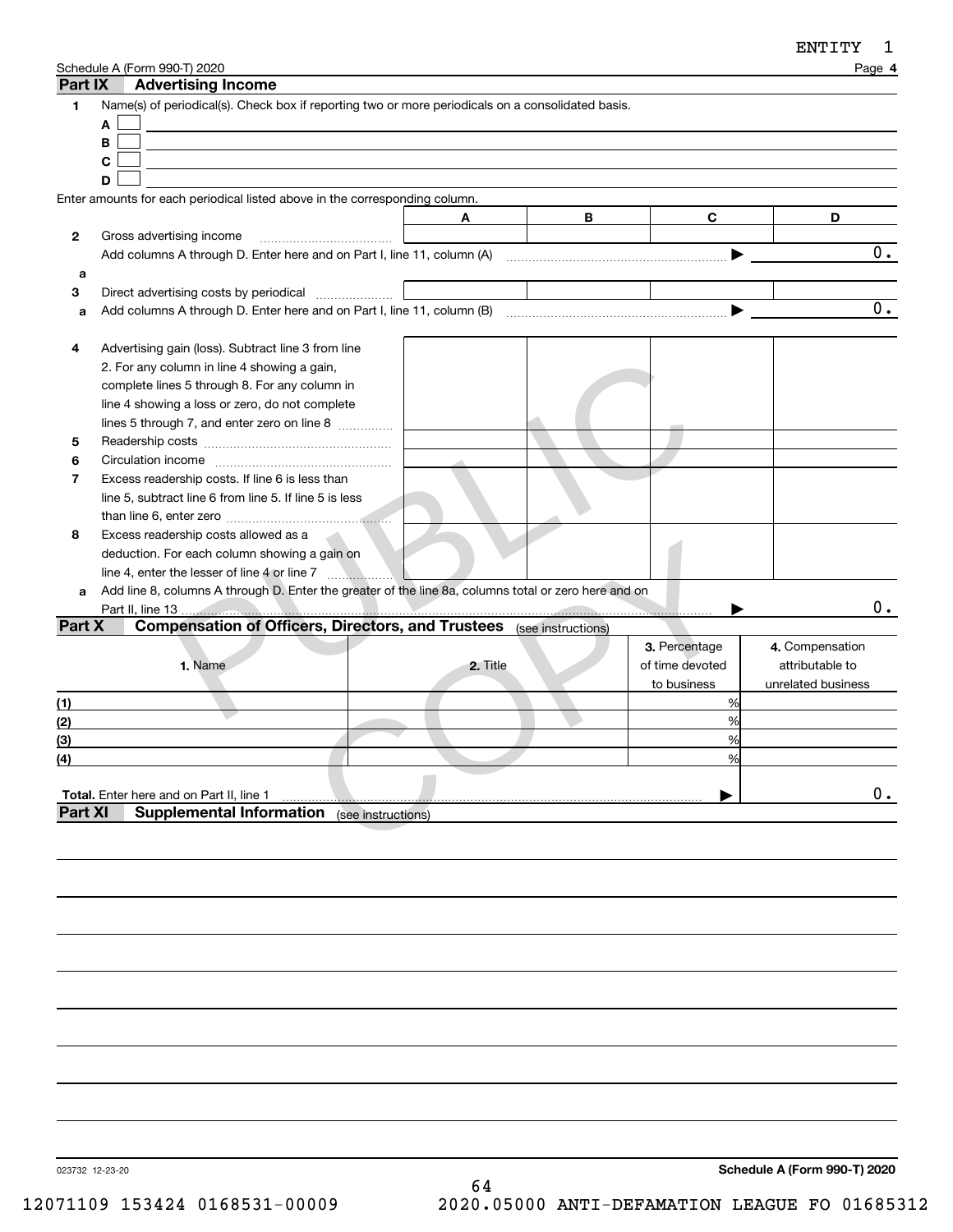ENTITY 1

Schedule A (Form 990-T) 2020 Page **4**

## Part IX Advertising Income

**1** Name(s) of periodical(s). Check box if reporting two or more periodicals on a consolidated basis.

- **A** ☐
- **B** ☐
- **C** ☐
- **D** ☐

Enter amounts for each periodical listed above in the corresponding column.

| | | A | B | C | D |
|---|---|---|---|---|---|
| **2** | Gross advertising income | | | | |
| | Add columns A through D. Enter here and on Part I, line 11, column (A) ▶ | | | | 0. |
| **a** | | | | | |
| **3** | Direct advertising costs by periodical | | | | |
| **a** | Add columns A through D. Enter here and on Part I, line 11, column (B) ▶ | | | | 0. |
| **4** | Advertising gain (loss). Subtract line 3 from line 2. For any column in line 4 showing a gain, complete lines 5 through 8. For any column in line 4 showing a loss or zero, do not complete lines 5 through 7, and enter zero on line 8 | | | | |
| **5** | Readership costs | | | | |
| **6** | Circulation income | | | | |
| **7** | Excess readership costs. If line 6 is less than line 5, subtract line 6 from line 5. If line 5 is less than line 6, enter zero | | | | |
| **8** | Excess readership costs allowed as a deduction. For each column showing a gain on line 4, enter the lesser of line 4 or line 7 | | | | |
| **a** | Add line 8, columns A through D. Enter the greater of the line 8a, columns total or zero here and on Part II, line 13 ▶ | | | | 0. |

## Part X Compensation of Officers, Directors, and Trustees (see instructions)

| | 1. Name | 2. Title | 3. Percentage of time devoted to business | 4. Compensation attributable to unrelated business |
|---|---|---|---|---|
| (1) | | | % | |
| (2) | | | % | |
| (3) | | | % | |
| (4) | | | % | |
| **Total.** Enter here and on Part II, line 1 ▶ | | | | 0. |

## Part XI Supplemental Information (see instructions)

023732 12-23-20 **Schedule A (Form 990-T) 2020**

12071109 153424 0168531-00009 2020.05000 ANTI-DEFAMATION LEAGUE FO 01685312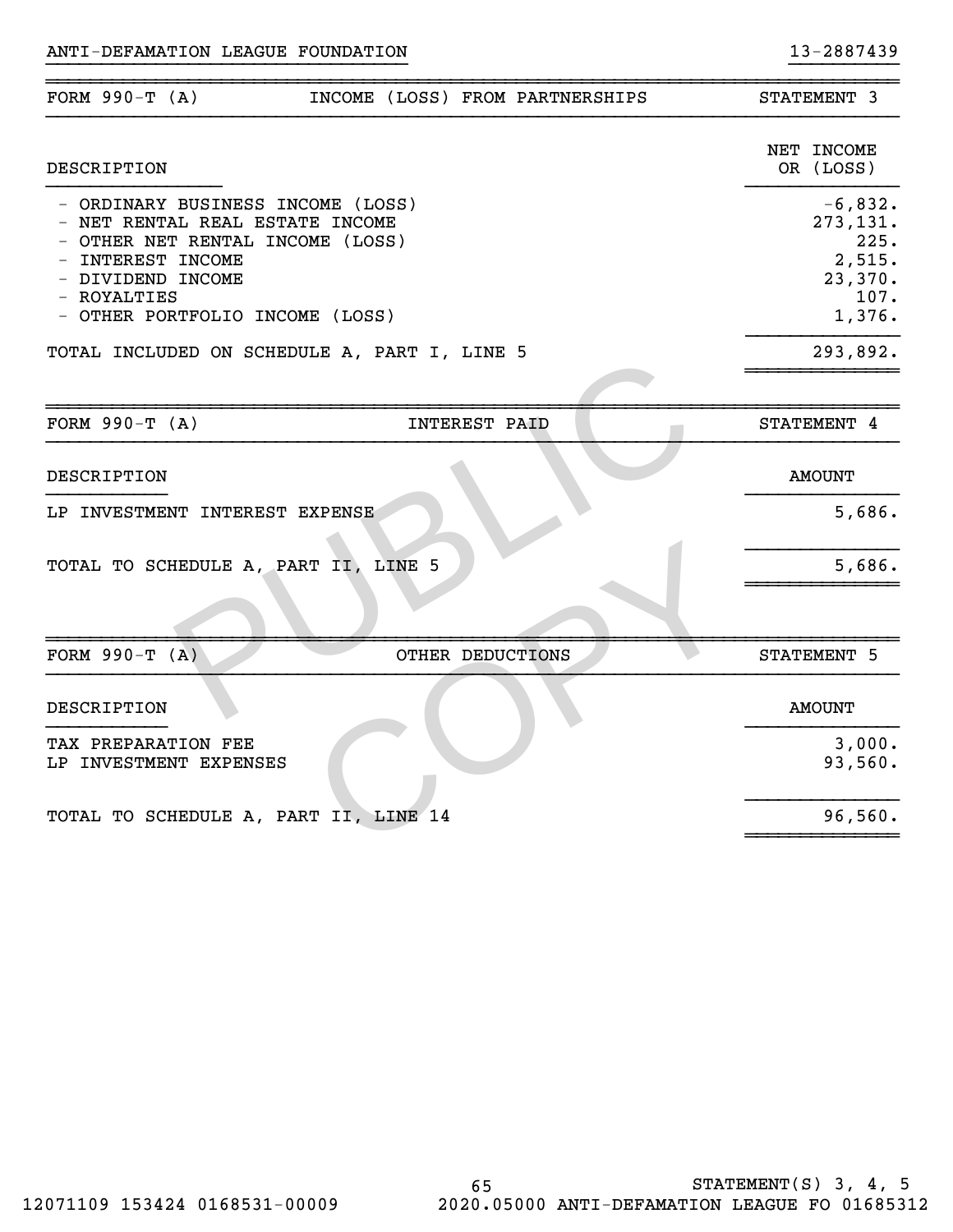ANTI-DEFAMATION LEAGUE FOUNDATION 13-2887439

| FORM 990-T (A) | INCOME (LOSS) FROM PARTNERSHIPS | STATEMENT 3 |
|---|---|---|

| DESCRIPTION | NET INCOME OR (LOSS) |
|---|---|
| - ORDINARY BUSINESS INCOME (LOSS) | -6,832. |
| - NET RENTAL REAL ESTATE INCOME | 273,131. |
| - OTHER NET RENTAL INCOME (LOSS) | 225. |
| - INTEREST INCOME | 2,515. |
| - DIVIDEND INCOME | 23,370. |
| - ROYALTIES | 107. |
| - OTHER PORTFOLIO INCOME (LOSS) | 1,376. |
| TOTAL INCLUDED ON SCHEDULE A, PART I, LINE 5 | 293,892. |

| FORM 990-T (A) | INTEREST PAID | STATEMENT 4 |
|---|---|---|

| DESCRIPTION | AMOUNT |
|---|---|
| LP INVESTMENT INTEREST EXPENSE | 5,686. |
| TOTAL TO SCHEDULE A, PART II, LINE 5 | 5,686. |

| FORM 990-T (A) | OTHER DEDUCTIONS | STATEMENT 5 |
|---|---|---|

| DESCRIPTION | AMOUNT |
|---|---|
| TAX PREPARATION FEE | 3,000. |
| LP INVESTMENT EXPENSES | 93,560. |
| TOTAL TO SCHEDULE A, PART II, LINE 14 | 96,560. |

STATEMENT(S) 3, 4, 5

12071109 153424 0168531-00009 2020.05000 ANTI-DEFAMATION LEAGUE FO 01685312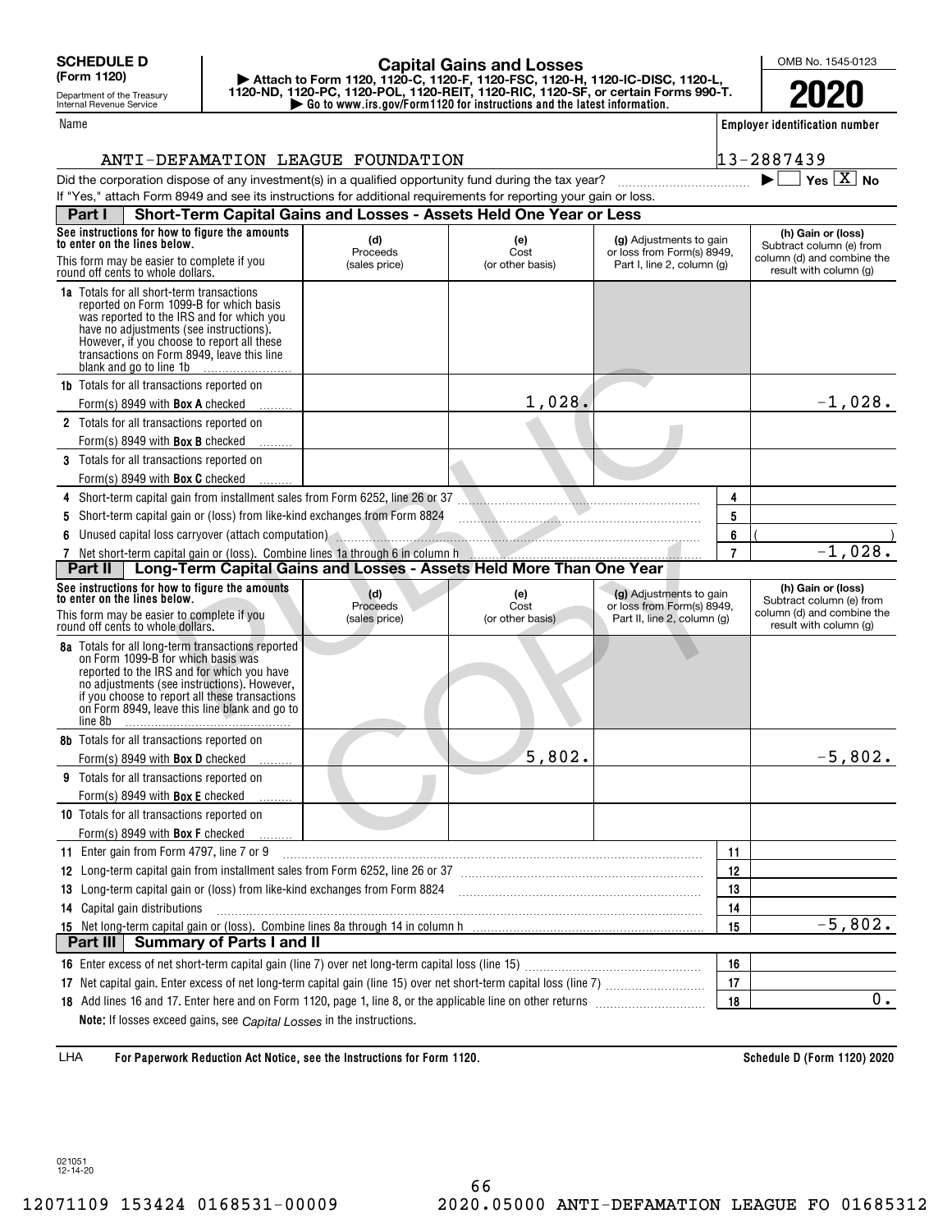**SCHEDULE D (Form 1120)**

Department of the Treasury
Internal Revenue Service

# Capital Gains and Losses

▶ Attach to Form 1120, 1120-C, 1120-F, 1120-FSC, 1120-H, 1120-IC-DISC, 1120-L, 1120-ND, 1120-PC, 1120-POL, 1120-REIT, 1120-RIC, 1120-SF, or certain Forms 990-T.
▶ Go to www.irs.gov/Form1120 for instructions and the latest information.

OMB No. 1545-0123

**2020**

Name: ANTI-DEFAMATION LEAGUE FOUNDATION

Employer identification number: 13-2887439

Did the corporation dispose of any investment(s) in a qualified opportunity fund during the tax year? ▶ ☐ Yes ☒ No

If "Yes," attach Form 8949 and see its instructions for additional requirements for reporting your gain or loss.

## Part I Short-Term Capital Gains and Losses - Assets Held One Year or Less

| See instructions for how to figure the amounts to enter on the lines below. This form may be easier to complete if you round off cents to whole dollars. | (d) Proceeds (sales price) | (e) Cost (or other basis) | (g) Adjustments to gain or loss from Form(s) 8949, Part I, line 2, column (g) | (h) Gain or (loss) Subtract column (e) from column (d) and combine the result with column (g) |
|---|---|---|---|---|
| **1a** Totals for all short-term transactions reported on Form 1099-B for which basis was reported to the IRS and for which you have no adjustments (see instructions). However, if you choose to report all these transactions on Form 8949, leave this line blank and go to line 1b | | | | |
| **1b** Totals for all transactions reported on Form(s) 8949 with **Box A** checked | | 1,028. | | -1,028. |
| **2** Totals for all transactions reported on Form(s) 8949 with **Box B** checked | | | | |
| **3** Totals for all transactions reported on Form(s) 8949 with **Box C** checked | | | | |

| | | |
|---|---|---|
| **4** Short-term capital gain from installment sales from Form 6252, line 26 or 37 | 4 | |
| **5** Short-term capital gain or (loss) from like-kind exchanges from Form 8824 | 5 | |
| **6** Unused capital loss carryover (attach computation) | 6 | ( ) |
| **7** Net short-term capital gain or (loss). Combine lines 1a through 6 in column h | 7 | -1,028. |

## Part II Long-Term Capital Gains and Losses - Assets Held More Than One Year

| See instructions for how to figure the amounts to enter on the lines below. This form may be easier to complete if you round off cents to whole dollars. | (d) Proceeds (sales price) | (e) Cost (or other basis) | (g) Adjustments to gain or loss from Form(s) 8949, Part II, line 2, column (g) | (h) Gain or (loss) Subtract column (e) from column (d) and combine the result with column (g) |
|---|---|---|---|---|
| **8a** Totals for all long-term transactions reported on Form 1099-B for which basis was reported to the IRS and for which you have no adjustments (see instructions). However, if you choose to report all these transactions on Form 8949, leave this line blank and go to line 8b | | | | |
| **8b** Totals for all transactions reported on Form(s) 8949 with **Box D** checked | | 5,802. | | -5,802. |
| **9** Totals for all transactions reported on Form(s) 8949 with **Box E** checked | | | | |
| **10** Totals for all transactions reported on Form(s) 8949 with **Box F** checked | | | | |

| | | |
|---|---|---|
| **11** Enter gain from Form 4797, line 7 or 9 | 11 | |
| **12** Long-term capital gain from installment sales from Form 6252, line 26 or 37 | 12 | |
| **13** Long-term capital gain or (loss) from like-kind exchanges from Form 8824 | 13 | |
| **14** Capital gain distributions | 14 | |
| **15** Net long-term capital gain or (loss). Combine lines 8a through 14 in column h | 15 | -5,802. |

## Part III Summary of Parts I and II

| | | |
|---|---|---|
| **16** Enter excess of net short-term capital gain (line 7) over net long-term capital loss (line 15) | 16 | |
| **17** Net capital gain. Enter excess of net long-term capital gain (line 15) over net short-term capital loss (line 7) | 17 | |
| **18** Add lines 16 and 17. Enter here and on Form 1120, page 1, line 8, or the applicable line on other returns | 18 | 0. |

**Note:** If losses exceed gains, see *Capital Losses* in the instructions.

LHA **For Paperwork Reduction Act Notice, see the Instructions for Form 1120.** **Schedule D (Form 1120) 2020**

021051 12-14-20

12071109 153424 0168531-00009 2020.05000 ANTI-DEFAMATION LEAGUE FO 01685312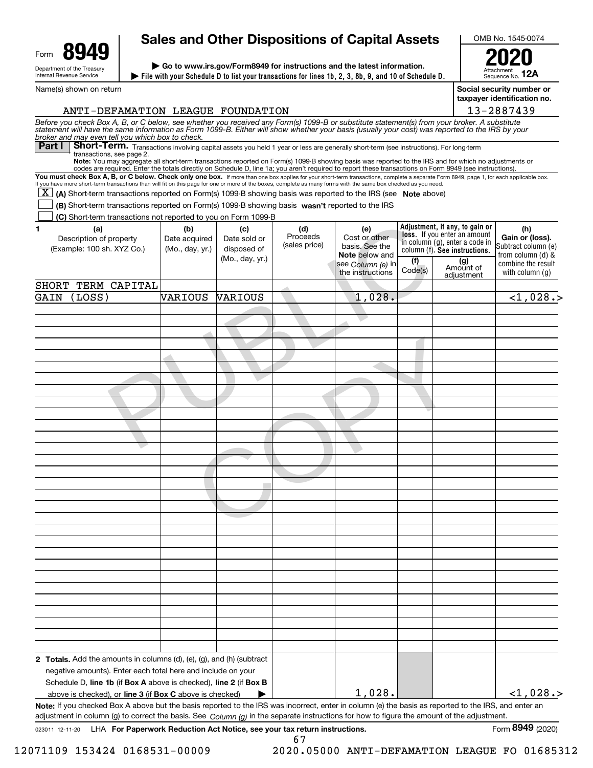Form **8949**

Department of the Treasury
Internal Revenue Service

# Sales and Other Dispositions of Capital Assets

▶ Go to www.irs.gov/Form8949 for instructions and the latest information.

▶ File with your Schedule D to list your transactions for lines 1b, 2, 3, 8b, 9, and 10 of Schedule D.

OMB No. 1545-0074

**2020**

Attachment Sequence No. **12A**

Name(s) shown on return: ANTI-DEFAMATION LEAGUE FOUNDATION

Social security number or taxpayer identification no.: 13-2887439

*Before you check Box A, B, or C below, see whether you received any Form(s) 1099-B or substitute statement(s) from your broker. A substitute statement will have the same information as Form 1099-B. Either will show whether your basis (usually your cost) was reported to the IRS by your broker and may even tell you which box to check.*

**Part I** **Short-Term.** Transactions involving capital assets you held 1 year or less are generally short-term (see instructions). For long-term transactions, see page 2.

**Note:** You may aggregate all short-term transactions reported on Form(s) 1099-B showing basis was reported to the IRS and for which no adjustments or codes are required. Enter the totals directly on Schedule D, line 1a; you aren't required to report these transactions on Form 8949 (see instructions).

**You must check Box A, B, or C below. Check only one box.** If more than one box applies for your short-term transactions, complete a separate Form 8949, page 1, for each applicable box. If you have more short-term transactions than will fit on this page for one or more of the boxes, complete as many forms with the same box checked as you need.

[X] **(A)** Short-term transactions reported on Form(s) 1099-B showing basis was reported to the IRS (see **Note** above)

[ ] **(B)** Short-term transactions reported on Form(s) 1099-B showing basis **wasn't** reported to the IRS

[ ] **(C)** Short-term transactions not reported to you on Form 1099-B

| 1 (a) Description of property (Example: 100 sh. XYZ Co.) | (b) Date acquired (Mo., day, yr.) | (c) Date sold or disposed of (Mo., day, yr.) | (d) Proceeds (sales price) | (e) Cost or other basis. See the **Note** below and see *Column (e)* in the instructions | Adjustment, if any, to gain or loss. If you enter an amount in column (g), enter a code in column (f). See instructions. (f) Code(s) | (g) Amount of adjustment | (h) Gain or (loss). Subtract column (e) from column (d) & combine the result with column (g) |
|---|---|---|---|---|---|---|---|
| SHORT TERM CAPITAL GAIN (LOSS) | VARIOUS | VARIOUS | | 1,028. | | | <1,028.> |
| **2 Totals.** Add the amounts in columns (d), (e), (g), and (h) (subtract negative amounts). Enter each total here and include on your Schedule D, **line 1b** (if **Box A** above is checked), **line 2** (if **Box B** above is checked), or **line 3** (if **Box C** above is checked) ▶ | | | | 1,028. | | | <1,028.> |

**Note:** If you checked Box A above but the basis reported to the IRS was incorrect, enter in column (e) the basis as reported to the IRS, and enter an adjustment in column (g) to correct the basis. See *Column (g)* in the separate instructions for how to figure the amount of the adjustment.

023011 12-11-20 LHA **For Paperwork Reduction Act Notice, see your tax return instructions.** Form **8949** (2020)

12071109 153424 0168531-00009 2020.05000 ANTI-DEFAMATION LEAGUE FO 01685312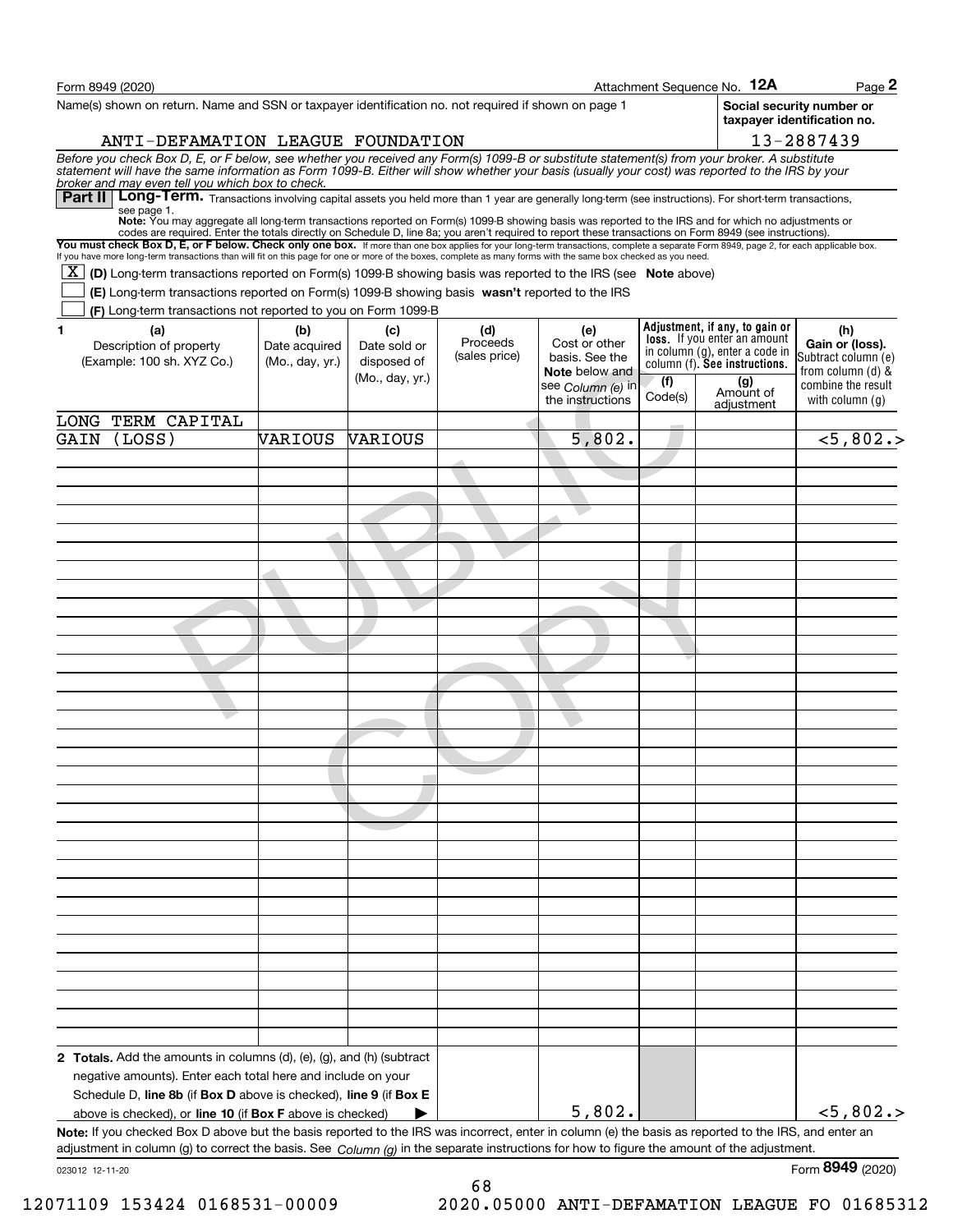Form 8949 (2020) Attachment Sequence No. **12A** Page **2**

Name(s) shown on return. Name and SSN or taxpayer identification no. not required if shown on page 1

ANTI-DEFAMATION LEAGUE FOUNDATION

**Social security number or taxpayer identification no.**

13-2887439

*Before you check Box D, E, or F below, see whether you received any Form(s) 1099-B or substitute statement(s) from your broker. A substitute statement will have the same information as Form 1099-B. Either will show whether your basis (usually your cost) was reported to the IRS by your broker and may even tell you which box to check.*

**Part II** **Long-Term.** Transactions involving capital assets you held more than 1 year are generally long-term (see instructions). For short-term transactions, see page 1.

**Note:** You may aggregate all long-term transactions reported on Form(s) 1099-B showing basis was reported to the IRS and for which no adjustments or codes are required. Enter the totals directly on Schedule D, line 8a; you aren't required to report these transactions on Form 8949 (see instructions).

**You must check Box D, E, or F below. Check only one box.** If more than one box applies for your long-term transactions, complete a separate Form 8949, page 2, for each applicable box. If you have more long-term transactions than will fit on this page for one or more of the boxes, complete as many forms with the same box checked as you need.

- [X] **(D)** Long-term transactions reported on Form(s) 1099-B showing basis was reported to the IRS (see **Note** above)
- [ ] **(E)** Long-term transactions reported on Form(s) 1099-B showing basis **wasn't** reported to the IRS
- [ ] **(F)** Long-term transactions not reported to you on Form 1099-B

| 1 (a) Description of property (Example: 100 sh. XYZ Co.) | (b) Date acquired (Mo., day, yr.) | (c) Date sold or disposed of (Mo., day, yr.) | (d) Proceeds (sales price) | (e) Cost or other basis. See the Note below and see Column (e) in the instructions | Adjustment, if any, to gain or loss. If you enter an amount in column (g), enter a code in column (f). See instructions. (f) Code(s) | (g) Amount of adjustment | (h) Gain or (loss). Subtract column (e) from column (d) & combine the result with column (g) |
|---|---|---|---|---|---|---|---|
| LONG TERM CAPITAL GAIN (LOSS) | VARIOUS | VARIOUS | | 5,802. | | | <5,802.> |
| **2 Totals.** Add the amounts in columns (d), (e), (g), and (h) (subtract negative amounts). Enter each total here and include on your Schedule D, **line 8b** (if **Box D** above is checked), **line 9** (if **Box E** above is checked), or **line 10** (if **Box F** above is checked) ▶ | | | | 5,802. | | | <5,802.> |

**Note:** If you checked Box D above but the basis reported to the IRS was incorrect, enter in column (e) the basis as reported to the IRS, and enter an adjustment in column (g) to correct the basis. See *Column (g)* in the separate instructions for how to figure the amount of the adjustment.

023012 12-11-20 Form **8949** (2020)

12071109 153424 0168531-00009 2020.05000 ANTI-DEFAMATION LEAGUE FO 01685312